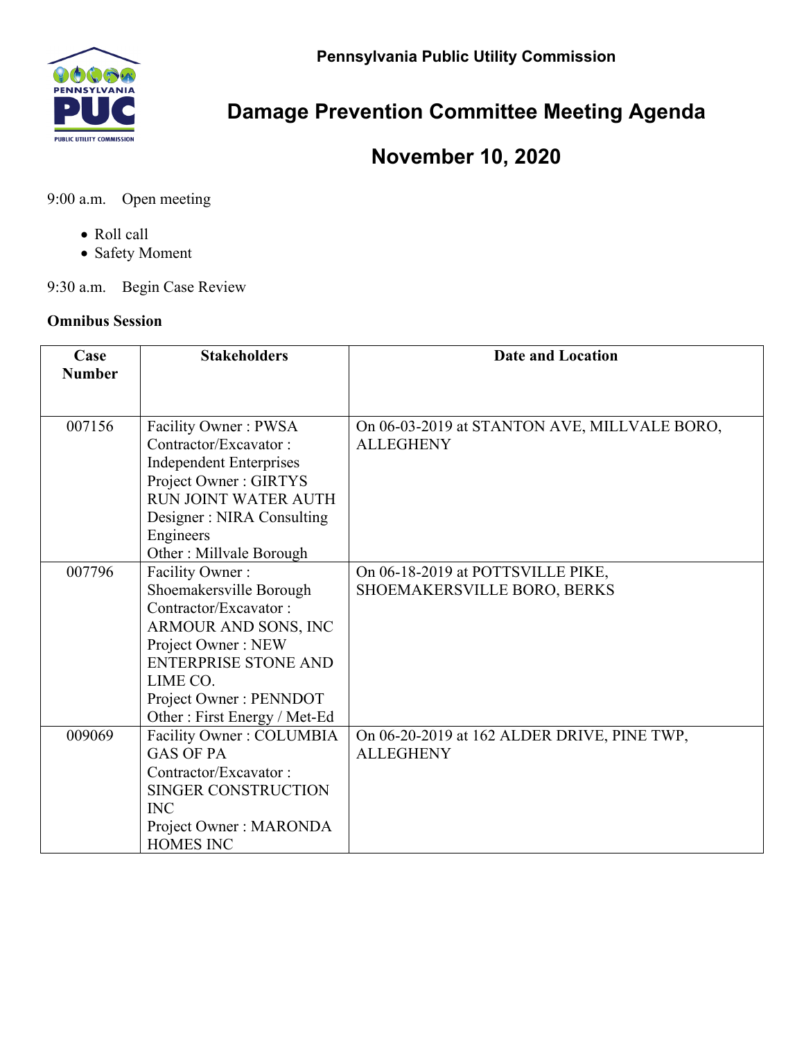Pennsylvania Public Utility Commission

# Damage Prevention Committee Meeting Agenda

## November 10, 2020

9:00 a.m. Open meeting

- Roll call
- Safety Moment

9:30 a.m. Begin Case Review

**Omnibus Session**

| Case Number | Stakeholders | Date and Location |
|---|---|---|
| 007156 | Facility Owner : PWSA<br>Contractor/Excavator : Independent Enterprises<br>Project Owner : GIRTYS RUN JOINT WATER AUTH<br>Designer : NIRA Consulting Engineers<br>Other : Millvale Borough | On 06-03-2019 at STANTON AVE, MILLVALE BORO, ALLEGHENY |
| 007796 | Facility Owner : Shoemakersville Borough<br>Contractor/Excavator : ARMOUR AND SONS, INC<br>Project Owner : NEW ENTERPRISE STONE AND LIME CO.<br>Project Owner : PENNDOT<br>Other : First Energy / Met-Ed | On 06-18-2019 at POTTSVILLE PIKE, SHOEMAKERSVILLE BORO, BERKS |
| 009069 | Facility Owner : COLUMBIA GAS OF PA<br>Contractor/Excavator : SINGER CONSTRUCTION INC<br>Project Owner : MARONDA HOMES INC | On 06-20-2019 at 162 ALDER DRIVE, PINE TWP, ALLEGHENY |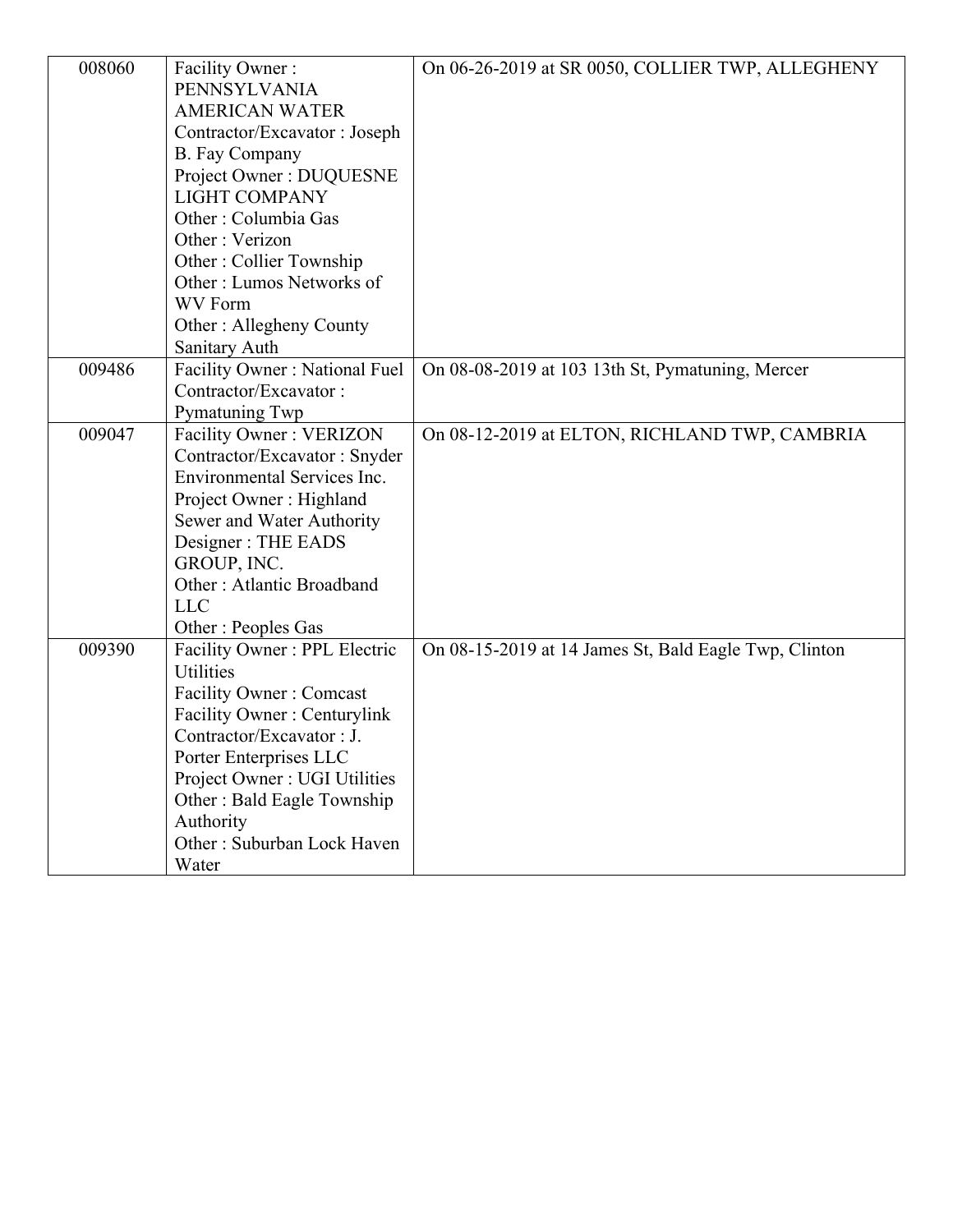| | | |
|---|---|---|
| 008060 | Facility Owner : PENNSYLVANIA AMERICAN WATER<br>Contractor/Excavator : Joseph B. Fay Company<br>Project Owner : DUQUESNE LIGHT COMPANY<br>Other : Columbia Gas<br>Other : Verizon<br>Other : Collier Township<br>Other : Lumos Networks of WV Form<br>Other : Allegheny County Sanitary Auth | On 06-26-2019 at SR 0050, COLLIER TWP, ALLEGHENY |
| 009486 | Facility Owner : National Fuel<br>Contractor/Excavator : Pymatuning Twp | On 08-08-2019 at 103 13th St, Pymatuning, Mercer |
| 009047 | Facility Owner : VERIZON<br>Contractor/Excavator : Snyder Environmental Services Inc.<br>Project Owner : Highland Sewer and Water Authority<br>Designer : THE EADS GROUP, INC.<br>Other : Atlantic Broadband LLC<br>Other : Peoples Gas | On 08-12-2019 at ELTON, RICHLAND TWP, CAMBRIA |
| 009390 | Facility Owner : PPL Electric Utilities<br>Facility Owner : Comcast<br>Facility Owner : Centurylink<br>Contractor/Excavator : J. Porter Enterprises LLC<br>Project Owner : UGI Utilities<br>Other : Bald Eagle Township Authority<br>Other : Suburban Lock Haven Water | On 08-15-2019 at 14 James St, Bald Eagle Twp, Clinton |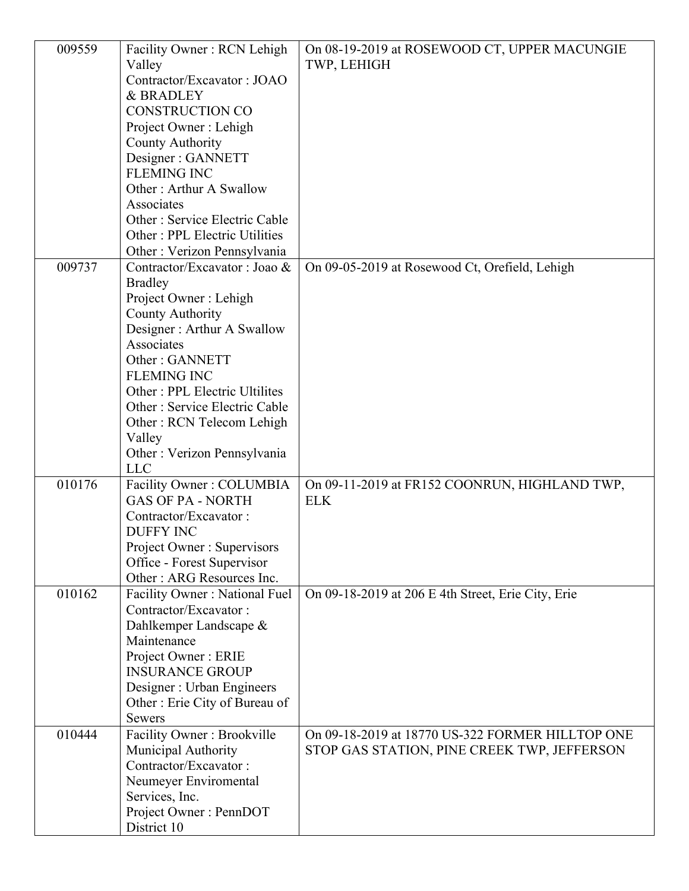| | | |
|---|---|---|
| 009559 | Facility Owner : RCN Lehigh Valley<br>Contractor/Excavator : JOAO & BRADLEY CONSTRUCTION CO<br>Project Owner : Lehigh County Authority<br>Designer : GANNETT FLEMING INC<br>Other : Arthur A Swallow Associates<br>Other : Service Electric Cable<br>Other : PPL Electric Utilities<br>Other : Verizon Pennsylvania | On 08-19-2019 at ROSEWOOD CT, UPPER MACUNGIE TWP, LEHIGH |
| 009737 | Contractor/Excavator : Joao & Bradley<br>Project Owner : Lehigh County Authority<br>Designer : Arthur A Swallow Associates<br>Other : GANNETT FLEMING INC<br>Other : PPL Electric Ultilites<br>Other : Service Electric Cable<br>Other : RCN Telecom Lehigh Valley<br>Other : Verizon Pennsylvania LLC | On 09-05-2019 at Rosewood Ct, Orefield, Lehigh |
| 010176 | Facility Owner : COLUMBIA GAS OF PA - NORTH<br>Contractor/Excavator : DUFFY INC<br>Project Owner : Supervisors Office - Forest Supervisor<br>Other : ARG Resources Inc. | On 09-11-2019 at FR152 COONRUN, HIGHLAND TWP, ELK |
| 010162 | Facility Owner : National Fuel<br>Contractor/Excavator : Dahlkemper Landscape & Maintenance<br>Project Owner : ERIE INSURANCE GROUP<br>Designer : Urban Engineers<br>Other : Erie City of Bureau of Sewers | On 09-18-2019 at 206 E 4th Street, Erie City, Erie |
| 010444 | Facility Owner : Brookville Municipal Authority<br>Contractor/Excavator : Neumeyer Enviromental Services, Inc.<br>Project Owner : PennDOT District 10 | On 09-18-2019 at 18770 US-322 FORMER HILLTOP ONE STOP GAS STATION, PINE CREEK TWP, JEFFERSON |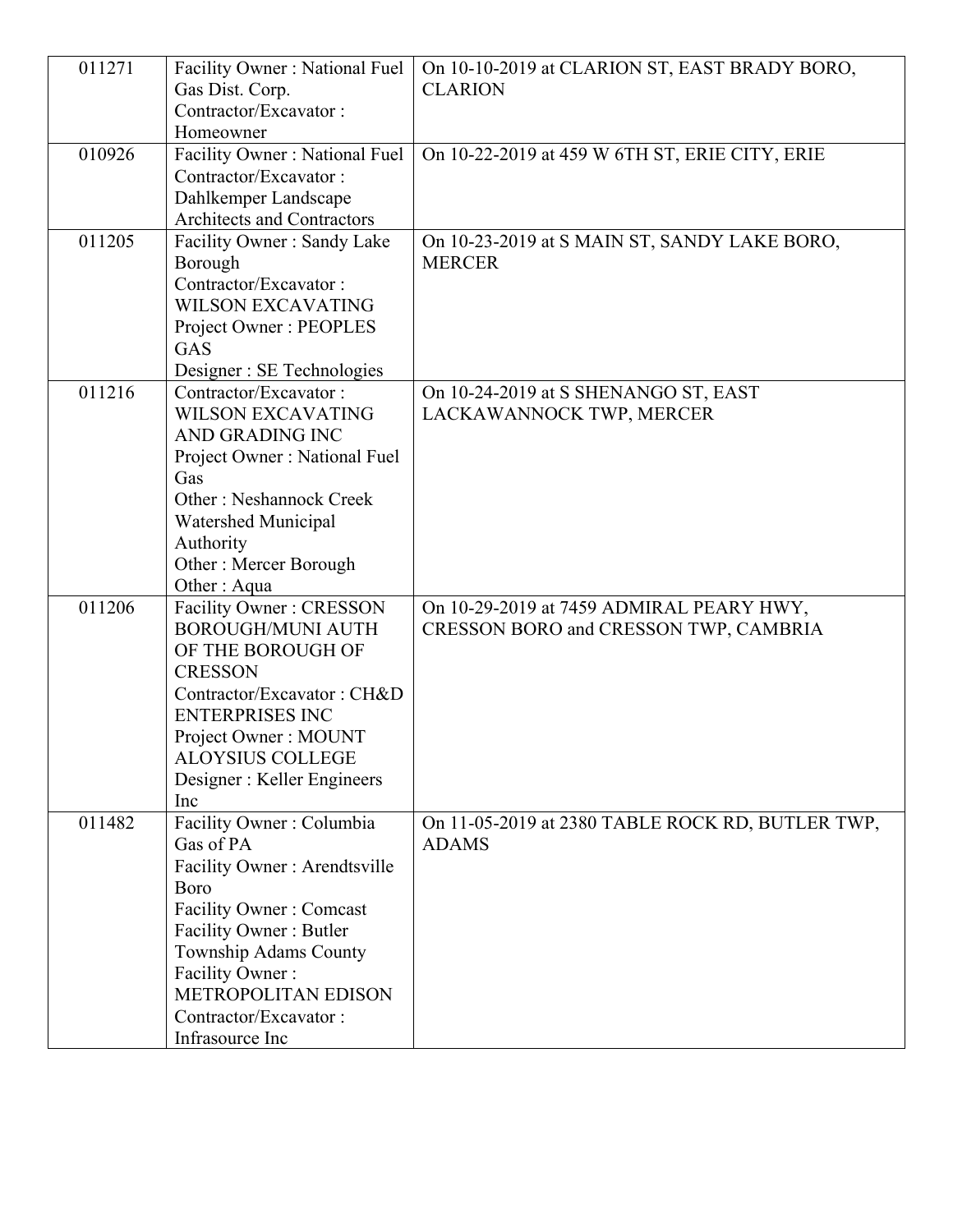| | | |
|---|---|---|
| 011271 | Facility Owner : National Fuel Gas Dist. Corp.<br>Contractor/Excavator : Homeowner | On 10-10-2019 at CLARION ST, EAST BRADY BORO, CLARION |
| 010926 | Facility Owner : National Fuel<br>Contractor/Excavator : Dahlkemper Landscape Architects and Contractors | On 10-22-2019 at 459 W 6TH ST, ERIE CITY, ERIE |
| 011205 | Facility Owner : Sandy Lake Borough<br>Contractor/Excavator : WILSON EXCAVATING<br>Project Owner : PEOPLES GAS<br>Designer : SE Technologies | On 10-23-2019 at S MAIN ST, SANDY LAKE BORO, MERCER |
| 011216 | Contractor/Excavator : WILSON EXCAVATING AND GRADING INC<br>Project Owner : National Fuel Gas<br>Other : Neshannock Creek Watershed Municipal Authority<br>Other : Mercer Borough<br>Other : Aqua | On 10-24-2019 at S SHENANGO ST, EAST LACKAWANNOCK TWP, MERCER |
| 011206 | Facility Owner : CRESSON BOROUGH/MUNI AUTH OF THE BOROUGH OF CRESSON<br>Contractor/Excavator : CH&D ENTERPRISES INC<br>Project Owner : MOUNT ALOYSIUS COLLEGE<br>Designer : Keller Engineers Inc | On 10-29-2019 at 7459 ADMIRAL PEARY HWY, CRESSON BORO and CRESSON TWP, CAMBRIA |
| 011482 | Facility Owner : Columbia Gas of PA<br>Facility Owner : Arendtsville Boro<br>Facility Owner : Comcast<br>Facility Owner : Butler Township Adams County<br>Facility Owner : METROPOLITAN EDISON<br>Contractor/Excavator : Infrasource Inc | On 11-05-2019 at 2380 TABLE ROCK RD, BUTLER TWP, ADAMS |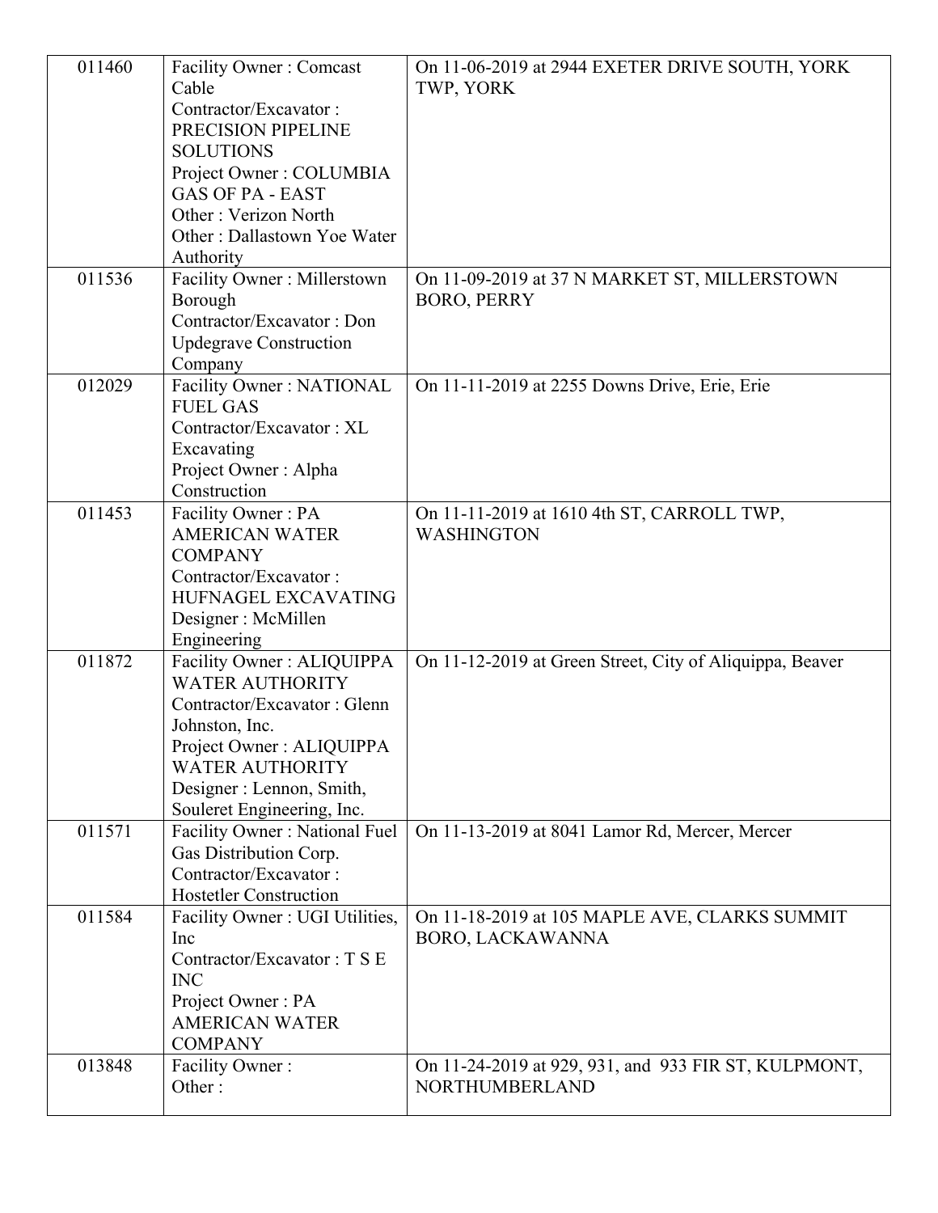| | | |
|---|---|---|
| 011460 | Facility Owner : Comcast Cable<br>Contractor/Excavator : PRECISION PIPELINE SOLUTIONS<br>Project Owner : COLUMBIA GAS OF PA - EAST<br>Other : Verizon North<br>Other : Dallastown Yoe Water Authority | On 11-06-2019 at 2944 EXETER DRIVE SOUTH, YORK TWP, YORK |
| 011536 | Facility Owner : Millerstown Borough<br>Contractor/Excavator : Don Updegrave Construction Company | On 11-09-2019 at 37 N MARKET ST, MILLERSTOWN BORO, PERRY |
| 012029 | Facility Owner : NATIONAL FUEL GAS<br>Contractor/Excavator : XL Excavating<br>Project Owner : Alpha Construction | On 11-11-2019 at 2255 Downs Drive, Erie, Erie |
| 011453 | Facility Owner : PA AMERICAN WATER COMPANY<br>Contractor/Excavator : HUFNAGEL EXCAVATING<br>Designer : McMillen Engineering | On 11-11-2019 at 1610 4th ST, CARROLL TWP, WASHINGTON |
| 011872 | Facility Owner : ALIQUIPPA WATER AUTHORITY<br>Contractor/Excavator : Glenn Johnston, Inc.<br>Project Owner : ALIQUIPPA WATER AUTHORITY<br>Designer : Lennon, Smith, Souleret Engineering, Inc. | On 11-12-2019 at Green Street, City of Aliquippa, Beaver |
| 011571 | Facility Owner : National Fuel Gas Distribution Corp.<br>Contractor/Excavator : Hostetler Construction | On 11-13-2019 at 8041 Lamor Rd, Mercer, Mercer |
| 011584 | Facility Owner : UGI Utilities, Inc<br>Contractor/Excavator : T S E INC<br>Project Owner : PA AMERICAN WATER COMPANY | On 11-18-2019 at 105 MAPLE AVE, CLARKS SUMMIT BORO, LACKAWANNA |
| 013848 | Facility Owner :<br>Other : | On 11-24-2019 at 929, 931, and 933 FIR ST, KULPMONT, NORTHUMBERLAND |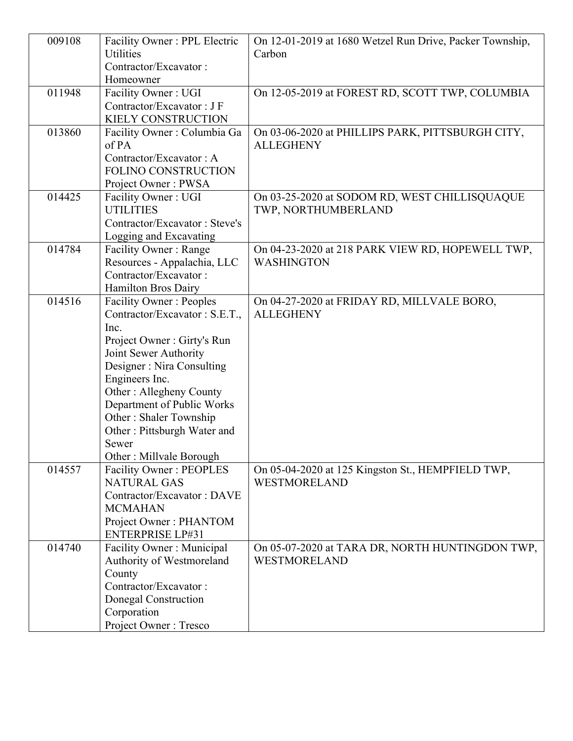| | | |
|---|---|---|
| 009108 | Facility Owner : PPL Electric Utilities<br>Contractor/Excavator : Homeowner | On 12-01-2019 at 1680 Wetzel Run Drive, Packer Township, Carbon |
| 011948 | Facility Owner : UGI<br>Contractor/Excavator : J F KIELY CONSTRUCTION | On 12-05-2019 at FOREST RD, SCOTT TWP, COLUMBIA |
| 013860 | Facility Owner : Columbia Ga of PA<br>Contractor/Excavator : A FOLINO CONSTRUCTION<br>Project Owner : PWSA | On 03-06-2020 at PHILLIPS PARK, PITTSBURGH CITY, ALLEGHENY |
| 014425 | Facility Owner : UGI UTILITIES<br>Contractor/Excavator : Steve's Logging and Excavating | On 03-25-2020 at SODOM RD, WEST CHILLISQUAQUE TWP, NORTHUMBERLAND |
| 014784 | Facility Owner : Range Resources - Appalachia, LLC<br>Contractor/Excavator : Hamilton Bros Dairy | On 04-23-2020 at 218 PARK VIEW RD, HOPEWELL TWP, WASHINGTON |
| 014516 | Facility Owner : Peoples<br>Contractor/Excavator : S.E.T., Inc.<br>Project Owner : Girty's Run Joint Sewer Authority<br>Designer : Nira Consulting Engineers Inc.<br>Other : Allegheny County Department of Public Works<br>Other : Shaler Township<br>Other : Pittsburgh Water and Sewer<br>Other : Millvale Borough | On 04-27-2020 at FRIDAY RD, MILLVALE BORO, ALLEGHENY |
| 014557 | Facility Owner : PEOPLES NATURAL GAS<br>Contractor/Excavator : DAVE MCMAHAN<br>Project Owner : PHANTOM ENTERPRISE LP#31 | On 05-04-2020 at 125 Kingston St., HEMPFIELD TWP, WESTMORELAND |
| 014740 | Facility Owner : Municipal Authority of Westmoreland County<br>Contractor/Excavator : Donegal Construction Corporation<br>Project Owner : Tresco | On 05-07-2020 at TARA DR, NORTH HUNTINGDON TWP, WESTMORELAND |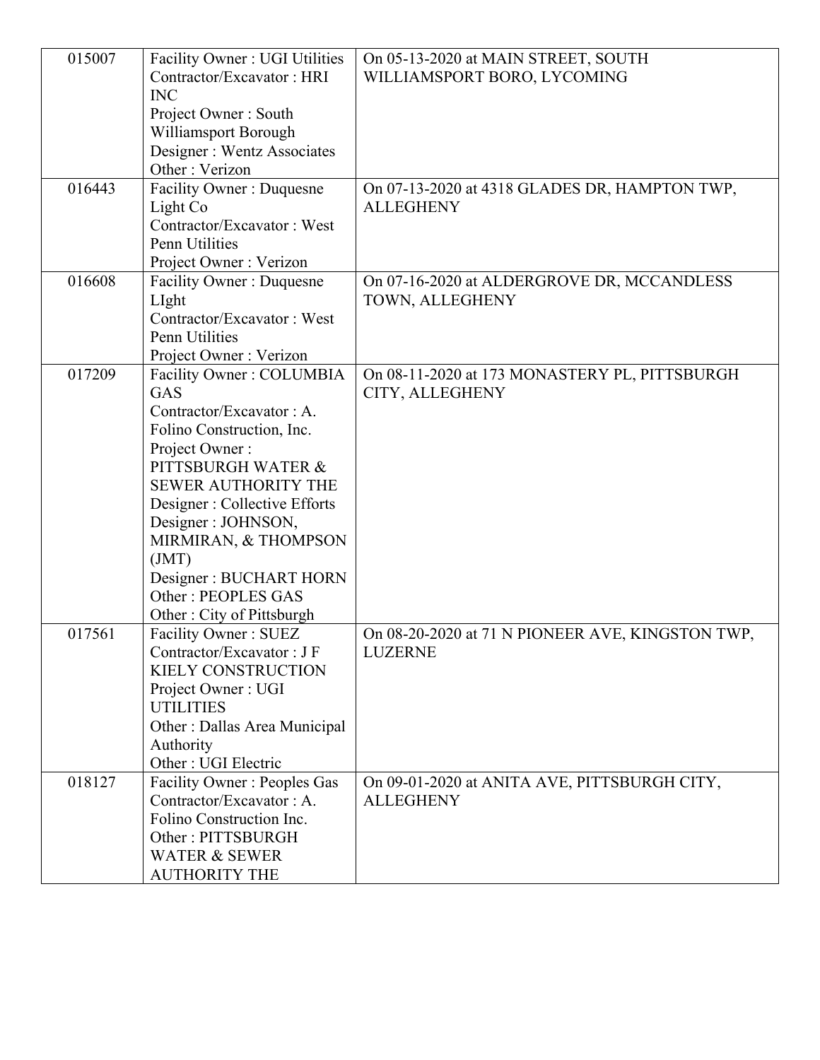| | | |
|---|---|---|
| 015007 | Facility Owner : UGI Utilities<br>Contractor/Excavator : HRI INC<br>Project Owner : South Williamsport Borough<br>Designer : Wentz Associates<br>Other : Verizon | On 05-13-2020 at MAIN STREET, SOUTH WILLIAMSPORT BORO, LYCOMING |
| 016443 | Facility Owner : Duquesne Light Co<br>Contractor/Excavator : West Penn Utilities<br>Project Owner : Verizon | On 07-13-2020 at 4318 GLADES DR, HAMPTON TWP, ALLEGHENY |
| 016608 | Facility Owner : Duquesne LIght<br>Contractor/Excavator : West Penn Utilities<br>Project Owner : Verizon | On 07-16-2020 at ALDERGROVE DR, MCCANDLESS TOWN, ALLEGHENY |
| 017209 | Facility Owner : COLUMBIA GAS<br>Contractor/Excavator : A. Folino Construction, Inc.<br>Project Owner : PITTSBURGH WATER & SEWER AUTHORITY THE<br>Designer : Collective Efforts<br>Designer : JOHNSON, MIRMIRAN, & THOMPSON (JMT)<br>Designer : BUCHART HORN<br>Other : PEOPLES GAS<br>Other : City of Pittsburgh | On 08-11-2020 at 173 MONASTERY PL, PITTSBURGH CITY, ALLEGHENY |
| 017561 | Facility Owner : SUEZ<br>Contractor/Excavator : J F KIELY CONSTRUCTION<br>Project Owner : UGI UTILITIES<br>Other : Dallas Area Municipal Authority<br>Other : UGI Electric | On 08-20-2020 at 71 N PIONEER AVE, KINGSTON TWP, LUZERNE |
| 018127 | Facility Owner : Peoples Gas<br>Contractor/Excavator : A. Folino Construction Inc.<br>Other : PITTSBURGH WATER & SEWER AUTHORITY THE | On 09-01-2020 at ANITA AVE, PITTSBURGH CITY, ALLEGHENY |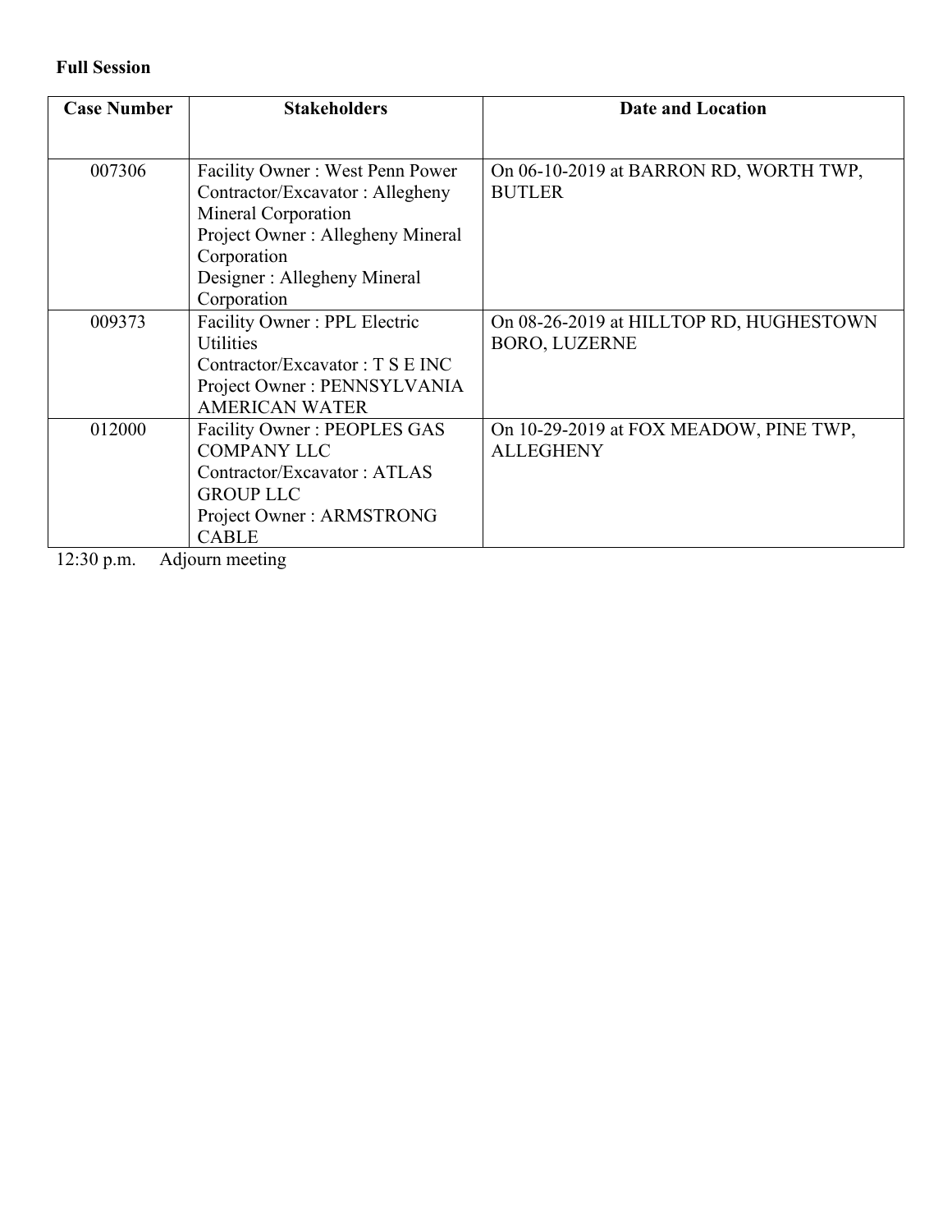**Full Session**

| Case Number | Stakeholders | Date and Location |
|---|---|---|
| 007306 | Facility Owner : West Penn Power<br>Contractor/Excavator : Allegheny Mineral Corporation<br>Project Owner : Allegheny Mineral Corporation<br>Designer : Allegheny Mineral Corporation | On 06-10-2019 at BARRON RD, WORTH TWP, BUTLER |
| 009373 | Facility Owner : PPL Electric Utilities<br>Contractor/Excavator : T S E INC<br>Project Owner : PENNSYLVANIA AMERICAN WATER | On 08-26-2019 at HILLTOP RD, HUGHESTOWN BORO, LUZERNE |
| 012000 | Facility Owner : PEOPLES GAS COMPANY LLC<br>Contractor/Excavator : ATLAS GROUP LLC<br>Project Owner : ARMSTRONG CABLE | On 10-29-2019 at FOX MEADOW, PINE TWP, ALLEGHENY |

12:30 p.m. Adjourn meeting